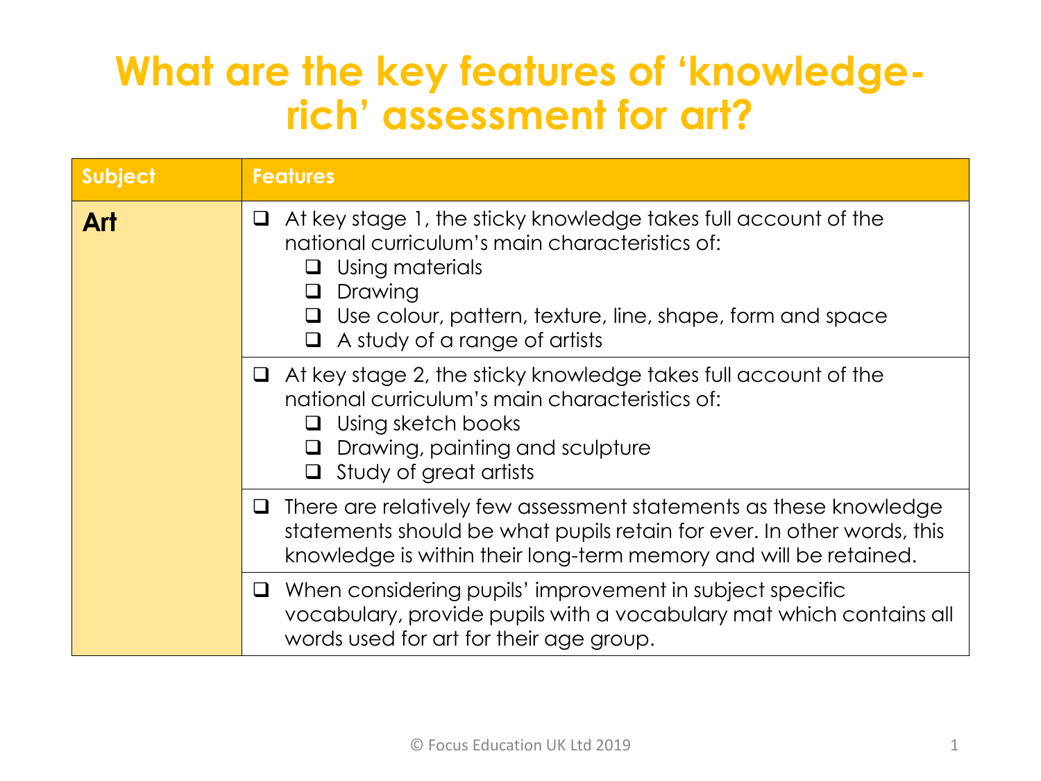# What are the key features of 'knowledge-rich' assessment for art?

| Subject | Features |
| --- | --- |
| **Art** | ❑ At key stage 1, the sticky knowledge takes full account of the national curriculum's main characteristics of:<br>❑ Using materials<br>❑ Drawing<br>❑ Use colour, pattern, texture, line, shape, form and space<br>❑ A study of a range of artists |
| | ❑ At key stage 2, the sticky knowledge takes full account of the national curriculum's main characteristics of:<br>❑ Using sketch books<br>❑ Drawing, painting and sculpture<br>❑ Study of great artists |
| | ❑ There are relatively few assessment statements as these knowledge statements should be what pupils retain for ever. In other words, this knowledge is within their long-term memory and will be retained. |
| | ❑ When considering pupils' improvement in subject specific vocabulary, provide pupils with a vocabulary mat which contains all words used for art for their age group. |

© Focus Education UK Ltd 2019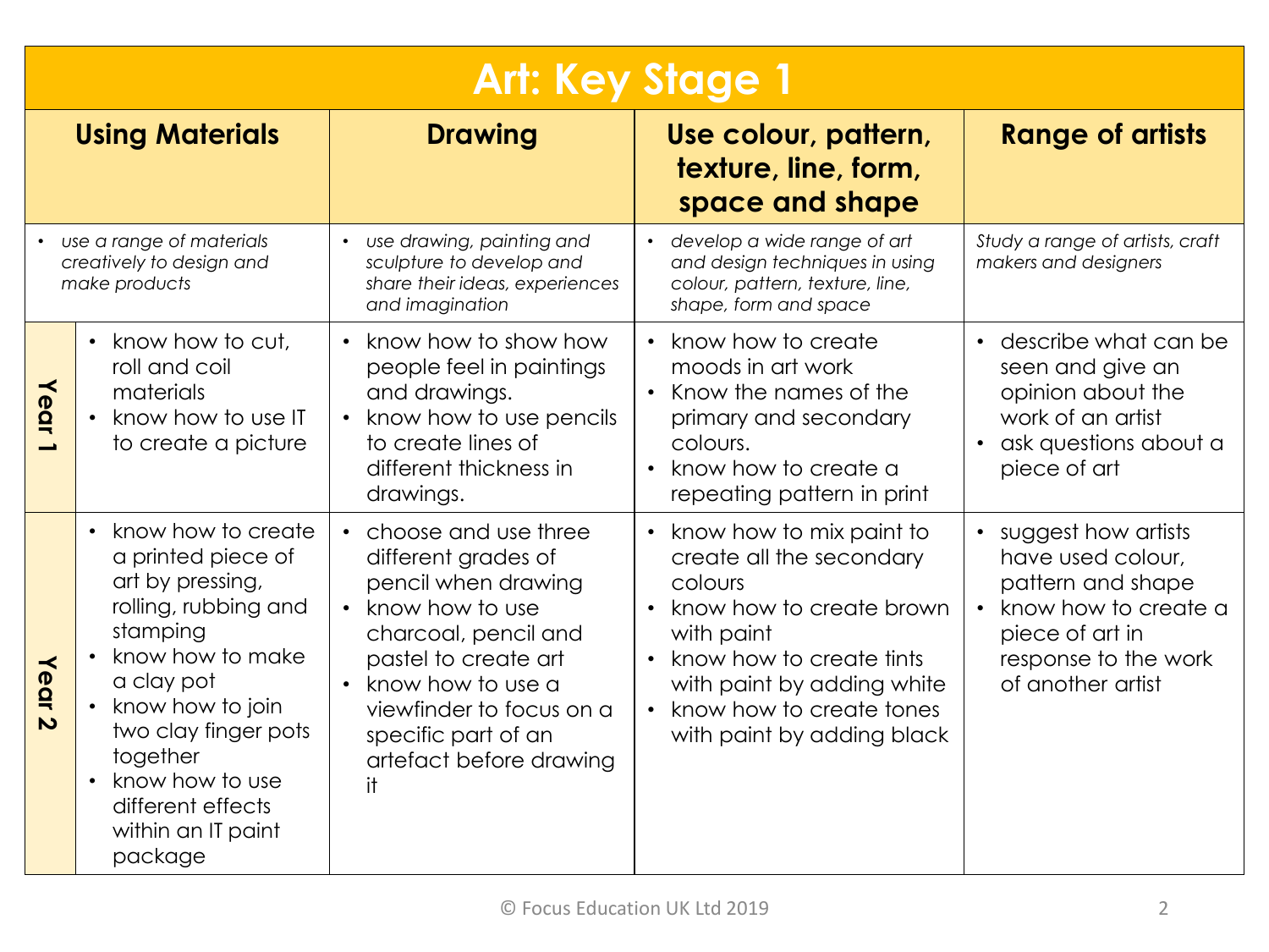# Art: Key Stage 1

| | Using Materials | Drawing | Use colour, pattern, texture, line, form, space and shape | Range of artists |
|---|---|---|---|---|
| | • *use a range of materials creatively to design and make products* | • *use drawing, painting and sculpture to develop and share their ideas, experiences and imagination* | • *develop a wide range of art and design techniques in using colour, pattern, texture, line, shape, form and space* | *Study a range of artists, craft makers and designers* |
| **Year 1** | • know how to cut, roll and coil materials<br>• know how to use IT to create a picture | • know how to show how people feel in paintings and drawings.<br>• know how to use pencils to create lines of different thickness in drawings. | • know how to create moods in art work<br>• Know the names of the primary and secondary colours.<br>• know how to create a repeating pattern in print | • describe what can be seen and give an opinion about the work of an artist<br>• ask questions about a piece of art |
| **Year 2** | • know how to create a printed piece of art by pressing, rolling, rubbing and stamping<br>• know how to make a clay pot<br>• know how to join two clay finger pots together<br>• know how to use different effects within an IT paint package | • choose and use three different grades of pencil when drawing<br>• know how to use charcoal, pencil and pastel to create art<br>• know how to use a viewfinder to focus on a specific part of an artefact before drawing it | • know how to mix paint to create all the secondary colours<br>• know how to create brown with paint<br>• know how to create tints with paint by adding white<br>• know how to create tones with paint by adding black | • suggest how artists have used colour, pattern and shape<br>• know how to create a piece of art in response to the work of another artist |

© Focus Education UK Ltd 2019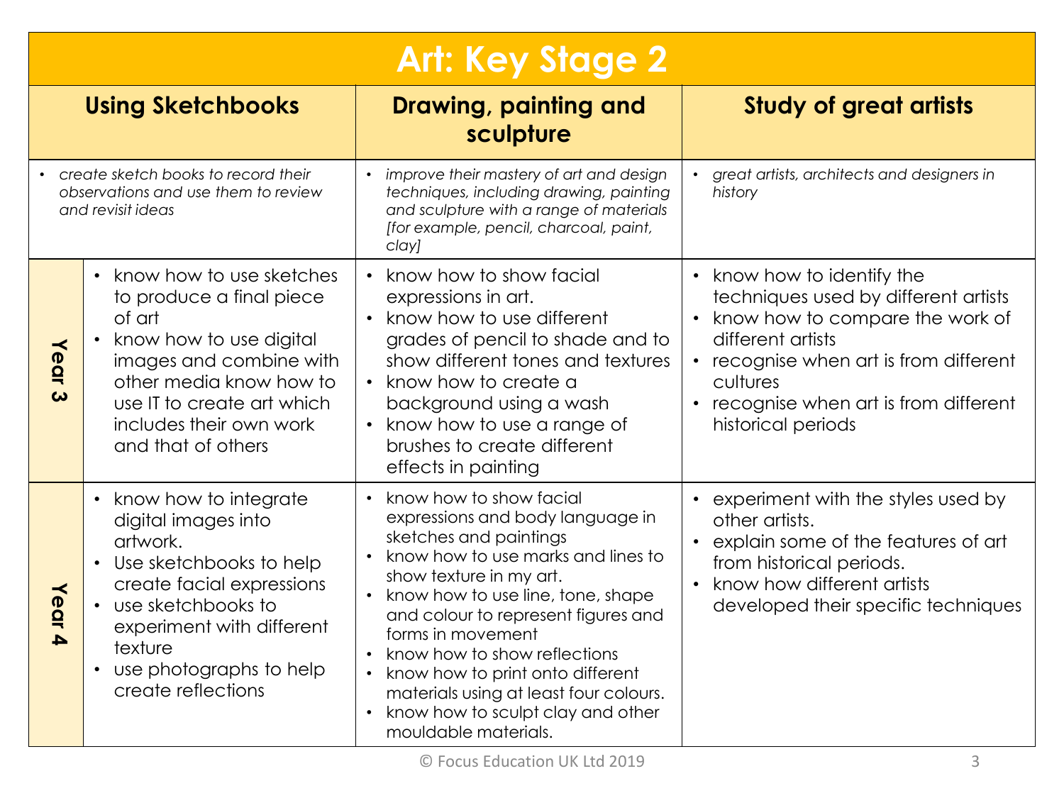# Art: Key Stage 2

| | Using Sketchbooks | Drawing, painting and sculpture | Study of great artists |
|---|---|---|---|
| | • *create sketch books to record their observations and use them to review and revisit ideas* | • *improve their mastery of art and design techniques, including drawing, painting and sculpture with a range of materials [for example, pencil, charcoal, paint, clay]* | • *great artists, architects and designers in history* |
| **Year 3** | • know how to use sketches to produce a final piece of art<br>• know how to use digital images and combine with other media know how to use IT to create art which includes their own work and that of others | • know how to show facial expressions in art.<br>• know how to use different grades of pencil to shade and to show different tones and textures<br>• know how to create a background using a wash<br>• know how to use a range of brushes to create different effects in painting | • know how to identify the techniques used by different artists<br>• know how to compare the work of different artists<br>• recognise when art is from different cultures<br>• recognise when art is from different historical periods |
| **Year 4** | • know how to integrate digital images into artwork.<br>• Use sketchbooks to help create facial expressions<br>• use sketchbooks to experiment with different texture<br>• use photographs to help create reflections | • know how to show facial expressions and body language in sketches and paintings<br>• know how to use marks and lines to show texture in my art.<br>• know how to use line, tone, shape and colour to represent figures and forms in movement<br>• know how to show reflections<br>• know how to print onto different materials using at least four colours.<br>• know how to sculpt clay and other mouldable materials. | • experiment with the styles used by other artists.<br>• explain some of the features of art from historical periods.<br>• know how different artists developed their specific techniques |

© Focus Education UK Ltd 2019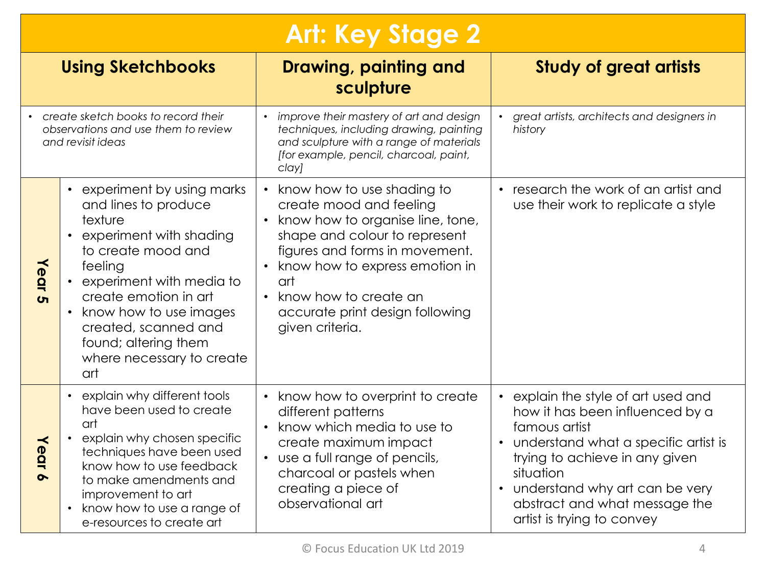# Art: Key Stage 2

| | Using Sketchbooks | Drawing, painting and sculpture | Study of great artists |
|---|---|---|---|
| | • *create sketch books to record their observations and use them to review and revisit ideas* | • *improve their mastery of art and design techniques, including drawing, painting and sculpture with a range of materials [for example, pencil, charcoal, paint, clay]* | • *great artists, architects and designers in history* |
| **Year 5** | • experiment by using marks and lines to produce texture<br>• experiment with shading to create mood and feeling<br>• experiment with media to create emotion in art<br>• know how to use images created, scanned and found; altering them where necessary to create art | • know how to use shading to create mood and feeling<br>• know how to organise line, tone, shape and colour to represent figures and forms in movement.<br>• know how to express emotion in art<br>• know how to create an accurate print design following given criteria. | • research the work of an artist and use their work to replicate a style |
| **Year 6** | • explain why different tools have been used to create art<br>• explain why chosen specific techniques have been used know how to use feedback to make amendments and improvement to art<br>• know how to use a range of e-resources to create art | • know how to overprint to create different patterns<br>• know which media to use to create maximum impact<br>• use a full range of pencils, charcoal or pastels when creating a piece of observational art | • explain the style of art used and how it has been influenced by a famous artist<br>• understand what a specific artist is trying to achieve in any given situation<br>• understand why art can be very abstract and what message the artist is trying to convey |

© Focus Education UK Ltd 2019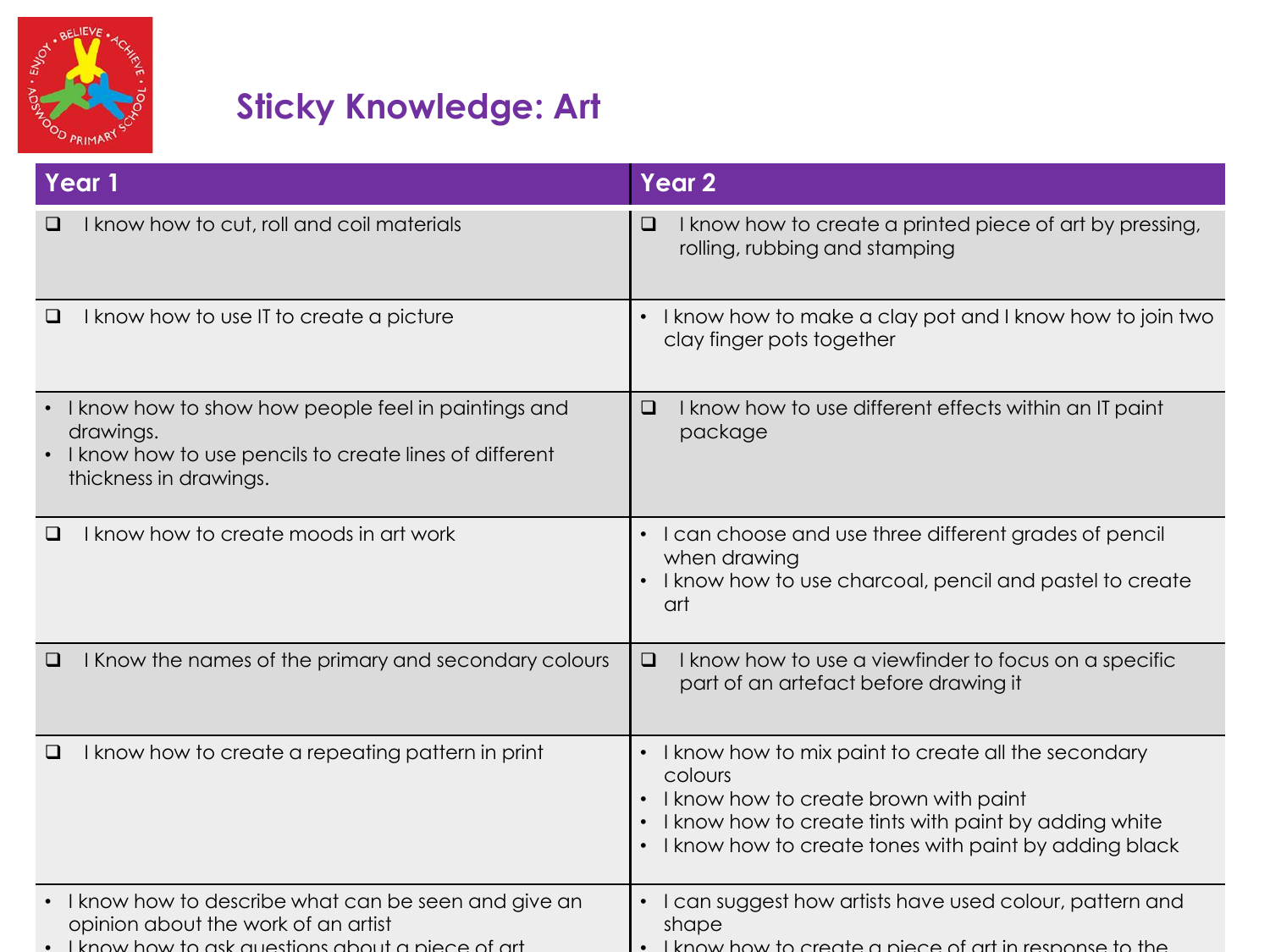# Sticky Knowledge: Art

| Year 1 | Year 2 |
| --- | --- |
| ❑ I know how to cut, roll and coil materials | ❑ I know how to create a printed piece of art by pressing, rolling, rubbing and stamping |
| ❑ I know how to use IT to create a picture | • I know how to make a clay pot and I know how to join two clay finger pots together |
| • I know how to show how people feel in paintings and drawings.<br>• I know how to use pencils to create lines of different thickness in drawings. | ❑ I know how to use different effects within an IT paint package |
| ❑ I know how to create moods in art work | • I can choose and use three different grades of pencil when drawing<br>• I know how to use charcoal, pencil and pastel to create art |
| ❑ I Know the names of the primary and secondary colours | ❑ I know how to use a viewfinder to focus on a specific part of an artefact before drawing it |
| ❑ I know how to create a repeating pattern in print | • I know how to mix paint to create all the secondary colours<br>• I know how to create brown with paint<br>• I know how to create tints with paint by adding white<br>• I know how to create tones with paint by adding black |
| • I know how to describe what can be seen and give an opinion about the work of an artist<br>• I know how to ask questions about a piece of art | • I can suggest how artists have used colour, pattern and shape<br>• I know how to create a piece of art in response to the |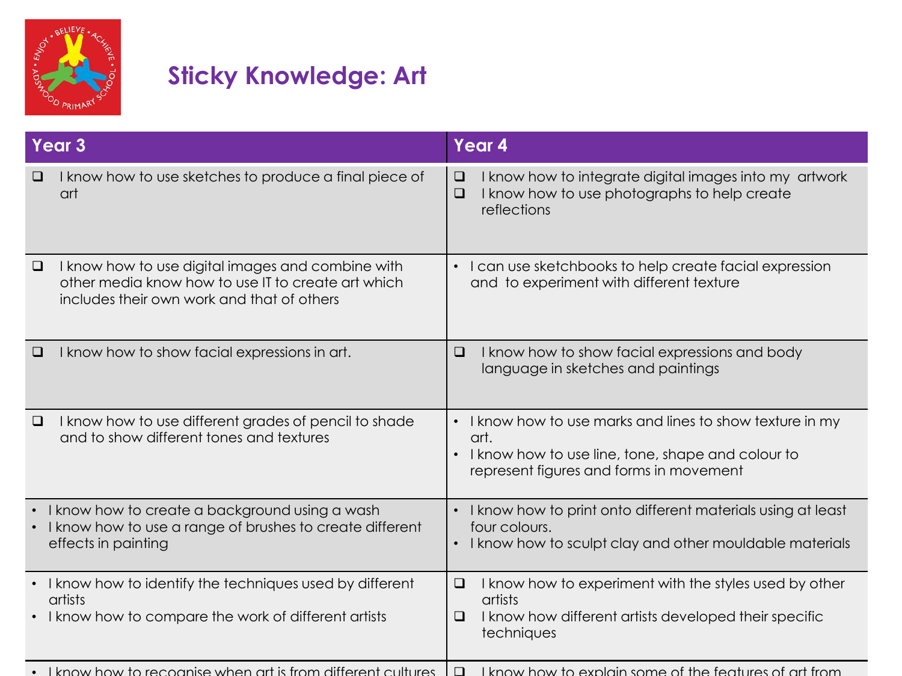# Sticky Knowledge: Art

| Year 3 | Year 4 |
| --- | --- |
| ❑ I know how to use sketches to produce a final piece of art | ❑ I know how to integrate digital images into my artwork<br>❑ I know how to use photographs to help create reflections |
| ❑ I know how to use digital images and combine with other media know how to use IT to create art which includes their own work and that of others | • I can use sketchbooks to help create facial expression and to experiment with different texture |
| ❑ I know how to show facial expressions in art. | ❑ I know how to show facial expressions and body language in sketches and paintings |
| ❑ I know how to use different grades of pencil to shade and to show different tones and textures | • I know how to use marks and lines to show texture in my art.<br>• I know how to use line, tone, shape and colour to represent figures and forms in movement |
| • I know how to create a background using a wash<br>• I know how to use a range of brushes to create different effects in painting | • I know how to print onto different materials using at least four colours.<br>• I know how to sculpt clay and other mouldable materials |
| • I know how to identify the techniques used by different artists<br>• I know how to compare the work of different artists | ❑ I know how to experiment with the styles used by other artists<br>❑ I know how different artists developed their specific techniques |
| • I know how to recognise when art is from different cultures | ❑ I know how to explain some of the features of art from |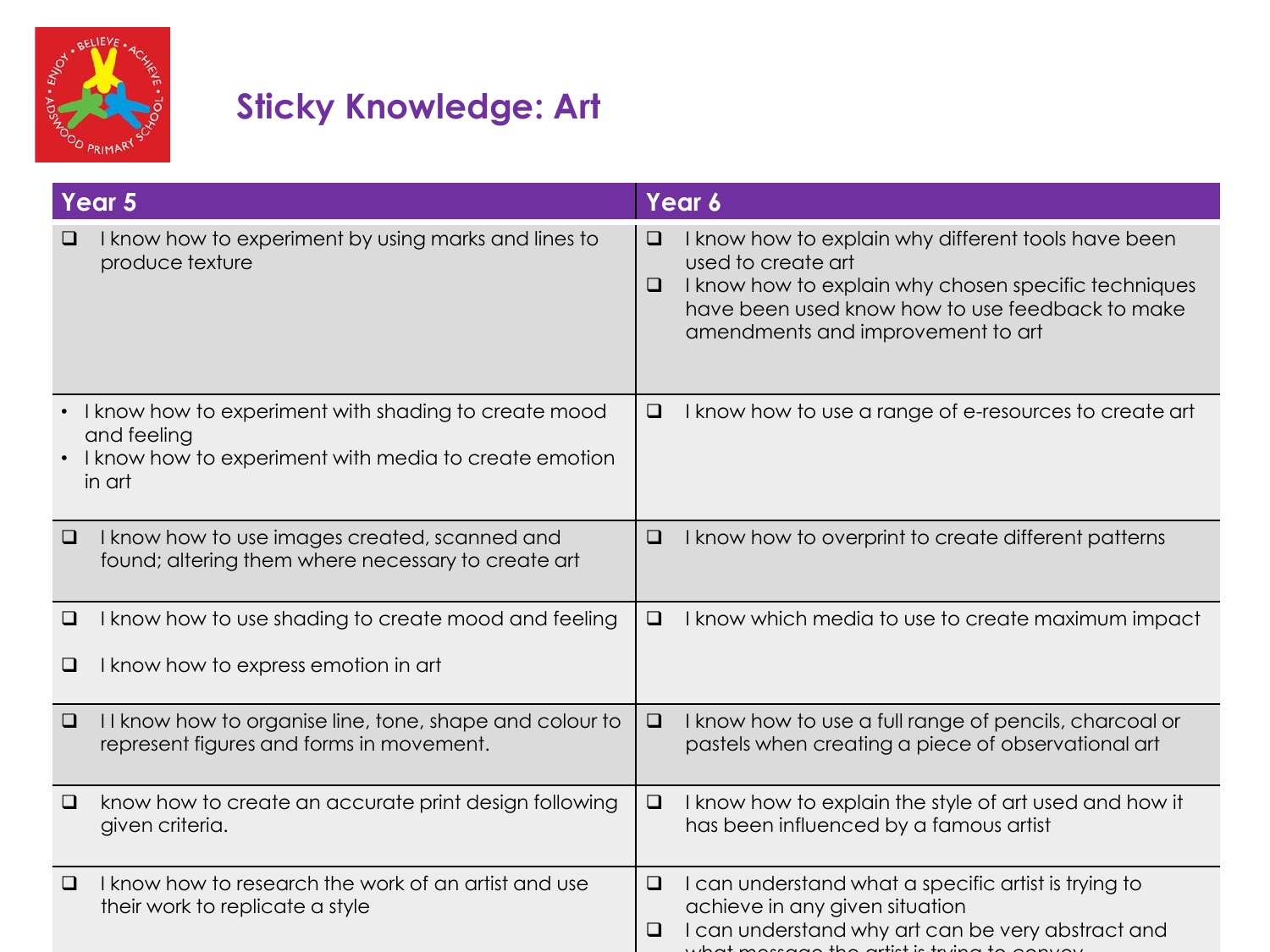# Sticky Knowledge: Art

| Year 5 | Year 6 |
|---|---|
| ❑ I know how to experiment by using marks and lines to produce texture | ❑ I know how to explain why different tools have been used to create art<br>❑ I know how to explain why chosen specific techniques have been used know how to use feedback to make amendments and improvement to art |
| • I know how to experiment with shading to create mood and feeling<br>• I know how to experiment with media to create emotion in art | ❑ I know how to use a range of e-resources to create art |
| ❑ I know how to use images created, scanned and found; altering them where necessary to create art | ❑ I know how to overprint to create different patterns |
| ❑ I know how to use shading to create mood and feeling<br>❑ I know how to express emotion in art | ❑ I know which media to use to create maximum impact |
| ❑ I I know how to organise line, tone, shape and colour to represent figures and forms in movement. | ❑ I know how to use a full range of pencils, charcoal or pastels when creating a piece of observational art |
| ❑ know how to create an accurate print design following given criteria. | ❑ I know how to explain the style of art used and how it has been influenced by a famous artist |
| ❑ I know how to research the work of an artist and use their work to replicate a style | ❑ I can understand what a specific artist is trying to achieve in any given situation<br>❑ I can understand why art can be very abstract and what message the artist is trying to convey |